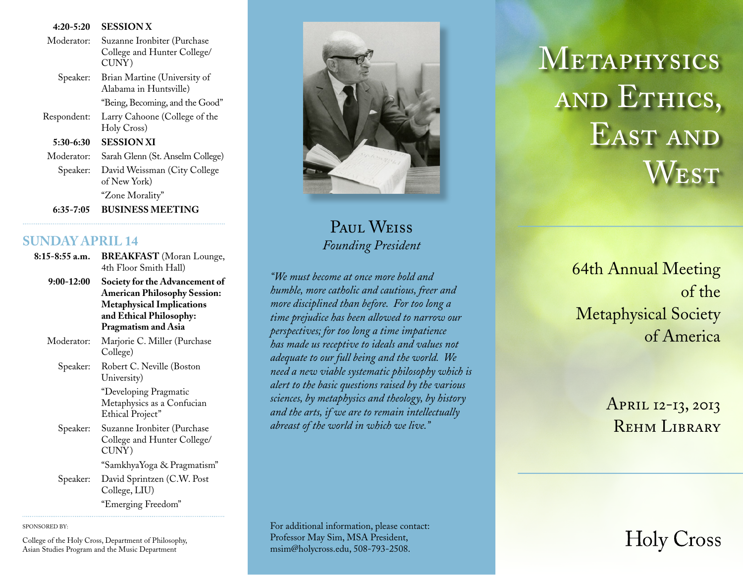| | |
|---|---|
| **4:20-5:20** | **SESSION X** |
| Moderator: | Suzanne Ironbiter (Purchase College and Hunter College/ CUNY) |
| Speaker: | Brian Martine (University of Alabama in Huntsville) |
| | "Being, Becoming, and the Good" |
| Respondent: | Larry Cahoone (College of the Holy Cross) |
| **5:30-6:30** | **SESSION XI** |
| Moderator: | Sarah Glenn (St. Anselm College) |
| Speaker: | David Weissman (City College of New York) |
| | "Zone Morality" |
| **6:35-7:05** | **BUSINESS MEETING** |

## SUNDAY APRIL 14

| | |
|---|---|
| **8:15-8:55 a.m.** | **BREAKFAST** (Moran Lounge, 4th Floor Smith Hall) |
| **9:00-12:00** | **Society for the Advancement of American Philosophy Session: Metaphysical Implications and Ethical Philosophy: Pragmatism and Asia** |
| Moderator: | Marjorie C. Miller (Purchase College) |
| Speaker: | Robert C. Neville (Boston University) |
| | "Developing Pragmatic Metaphysics as a Confucian Ethical Project" |
| Speaker: | Suzanne Ironbiter (Purchase College and Hunter College/ CUNY) |
| | "SamkhyaYoga & Pragmatism" |
| Speaker: | David Sprintzen (C.W. Post College, LIU) |
| | "Emerging Freedom" |

SPONSORED BY:

College of the Holy Cross, Department of Philosophy, Asian Studies Program and the Music Department

PAUL WEISS
*Founding President*

*"We must become at once more bold and humble, more catholic and cautious, freer and more disciplined than before. For too long a time prejudice has been allowed to narrow our perspectives; for too long a time impatience has made us receptive to ideals and values not adequate to our full being and the world. We need a new viable systematic philosophy which is alert to the basic questions raised by the various sciences, by metaphysics and theology, by history and the arts, if we are to remain intellectually abreast of the world in which we live."*

For additional information, please contact:
Professor May Sim, MSA President,
msim@holycross.edu, 508-793-2508.

# METAPHYSICS AND ETHICS, EAST AND WEST

64th Annual Meeting of the Metaphysical Society of America

APRIL 12-13, 2013
REHM LIBRARY

Holy Cross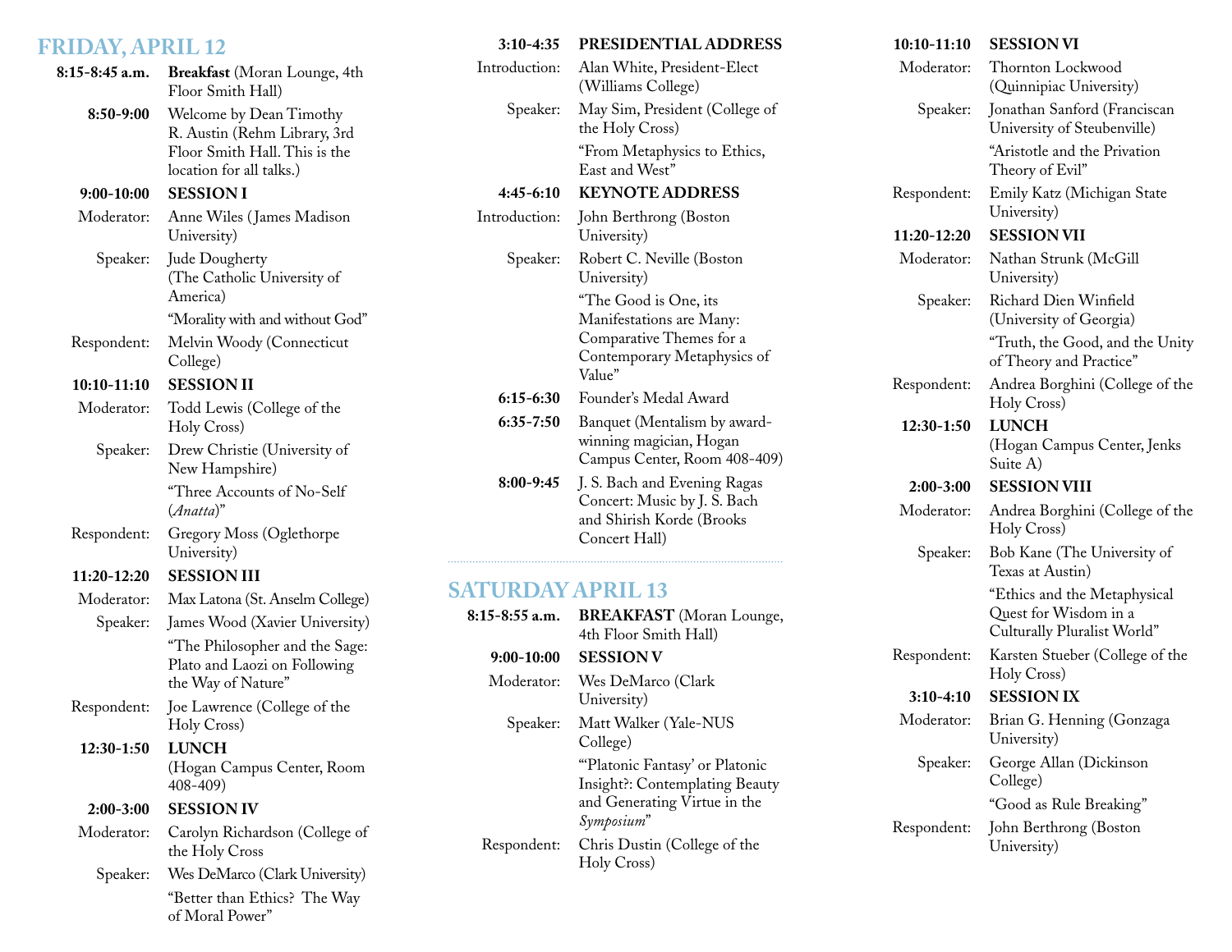## FRIDAY, APRIL 12

**8:15-8:45 a.m.** **Breakfast** (Moran Lounge, 4th Floor Smith Hall)

**8:50-9:00** Welcome by Dean Timothy R. Austin (Rehm Library, 3rd Floor Smith Hall. This is the location for all talks.)

**9:00-10:00** **SESSION I**

Moderator: Anne Wiles (James Madison University)

Speaker: Jude Dougherty (The Catholic University of America)

"Morality with and without God"

Respondent: Melvin Woody (Connecticut College)

**10:10-11:10** **SESSION II**

Moderator: Todd Lewis (College of the Holy Cross)

Speaker: Drew Christie (University of New Hampshire)

"Three Accounts of No-Self (*Anatta*)"

Respondent: Gregory Moss (Oglethorpe University)

**11:20-12:20** **SESSION III**

Moderator: Max Latona (St. Anselm College)

Speaker: James Wood (Xavier University)

"The Philosopher and the Sage: Plato and Laozi on Following the Way of Nature"

Respondent: Joe Lawrence (College of the Holy Cross)

**12:30-1:50** **LUNCH** (Hogan Campus Center, Room 408-409)

**2:00-3:00** **SESSION IV**

Moderator: Carolyn Richardson (College of the Holy Cross

Speaker: Wes DeMarco (Clark University)

"Better than Ethics? The Way of Moral Power"

**3:10-4:35** **PRESIDENTIAL ADDRESS**

Introduction: Alan White, President-Elect (Williams College)

Speaker: May Sim, President (College of the Holy Cross)

"From Metaphysics to Ethics, East and West"

**4:45-6:10** **KEYNOTE ADDRESS**

Introduction: John Berthrong (Boston University)

Speaker: Robert C. Neville (Boston University)

"The Good is One, its Manifestations are Many: Comparative Themes for a Contemporary Metaphysics of Value"

**6:15-6:30** Founder's Medal Award

**6:35-7:50** Banquet (Mentalism by award-winning magician, Hogan Campus Center, Room 408-409)

**8:00-9:45** J. S. Bach and Evening Ragas Concert: Music by J. S. Bach and Shirish Korde (Brooks Concert Hall)

## SATURDAY APRIL 13

**8:15-8:55 a.m.** **BREAKFAST** (Moran Lounge, 4th Floor Smith Hall)

**9:00-10:00** **SESSION V**

Moderator: Wes DeMarco (Clark University)

Speaker: Matt Walker (Yale-NUS College)

"'Platonic Fantasy' or Platonic Insight?: Contemplating Beauty and Generating Virtue in the *Symposium*"

Respondent: Chris Dustin (College of the Holy Cross)

**10:10-11:10** **SESSION VI**

Moderator: Thornton Lockwood (Quinnipiac University)

Speaker: Jonathan Sanford (Franciscan University of Steubenville)

"Aristotle and the Privation Theory of Evil"

Respondent: Emily Katz (Michigan State University)

**11:20-12:20** **SESSION VII**

Moderator: Nathan Strunk (McGill University)

Speaker: Richard Dien Winfield (University of Georgia)

"Truth, the Good, and the Unity of Theory and Practice"

Respondent: Andrea Borghini (College of the Holy Cross)

**12:30-1:50** **LUNCH** (Hogan Campus Center, Jenks Suite A)

**2:00-3:00** **SESSION VIII**

Moderator: Andrea Borghini (College of the Holy Cross)

Speaker: Bob Kane (The University of Texas at Austin)

"Ethics and the Metaphysical Quest for Wisdom in a Culturally Pluralist World"

Respondent: Karsten Stueber (College of the Holy Cross)

**3:10-4:10** **SESSION IX**

Moderator: Brian G. Henning (Gonzaga University)

Speaker: George Allan (Dickinson College)

"Good as Rule Breaking"

Respondent: John Berthrong (Boston University)